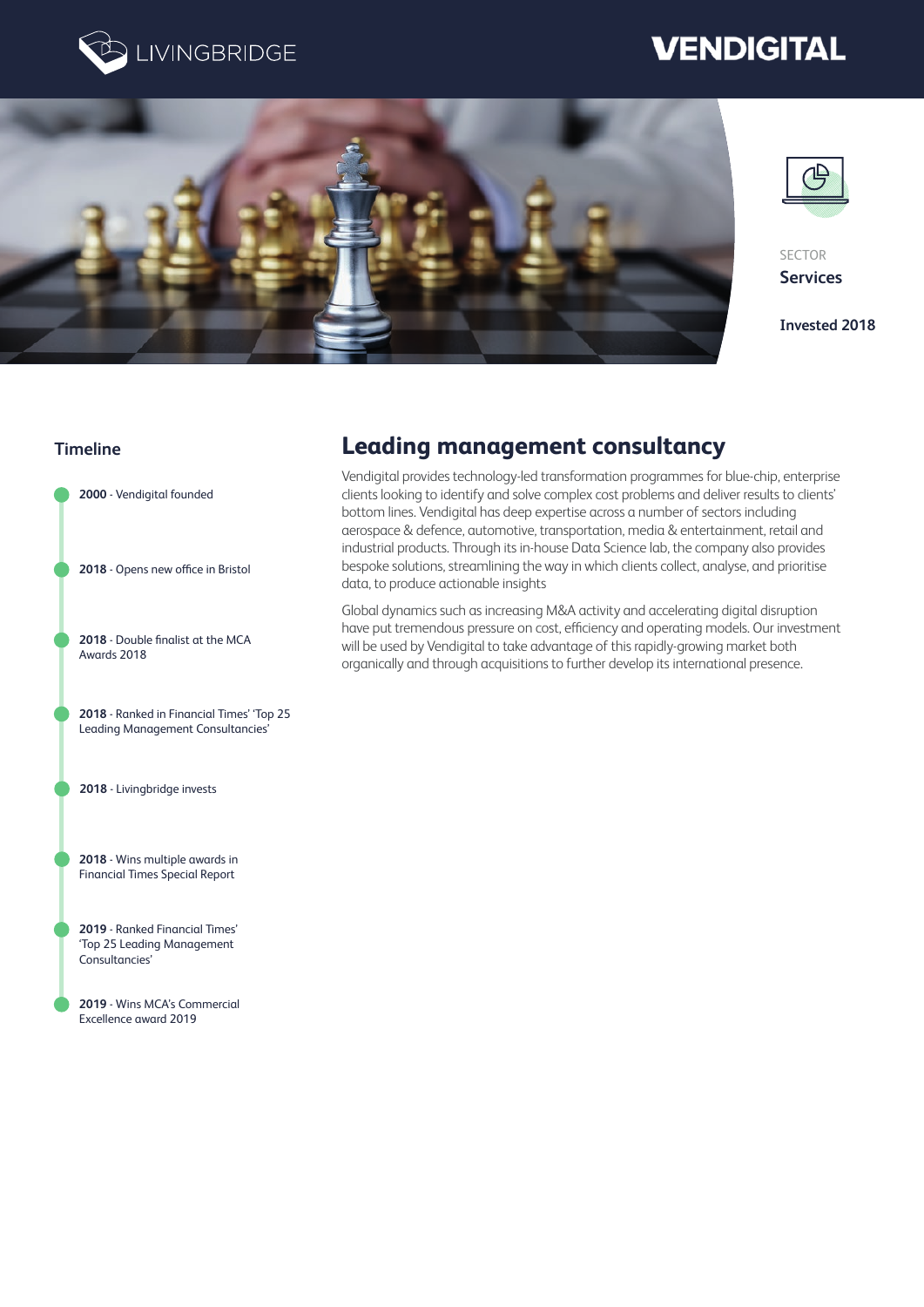LIVINGBRIDGE

# VENDIGITAL

SECTOR
**Services**

**Invested 2018**

## Timeline

- **2000** - Vendigital founded
- **2018** - Opens new office in Bristol
- **2018** - Double finalist at the MCA Awards 2018
- **2018** - Ranked in Financial Times' 'Top 25 Leading Management Consultancies'
- **2018** - Livingbridge invests
- **2018** - Wins multiple awards in Financial Times Special Report
- **2019** - Ranked Financial Times' 'Top 25 Leading Management Consultancies'
- **2019** - Wins MCA's Commercial Excellence award 2019

## Leading management consultancy

Vendigital provides technology-led transformation programmes for blue-chip, enterprise clients looking to identify and solve complex cost problems and deliver results to clients' bottom lines. Vendigital has deep expertise across a number of sectors including aerospace & defence, automotive, transportation, media & entertainment, retail and industrial products. Through its in-house Data Science lab, the company also provides bespoke solutions, streamlining the way in which clients collect, analyse, and prioritise data, to produce actionable insights

Global dynamics such as increasing M&A activity and accelerating digital disruption have put tremendous pressure on cost, efficiency and operating models. Our investment will be used by Vendigital to take advantage of this rapidly-growing market both organically and through acquisitions to further develop its international presence.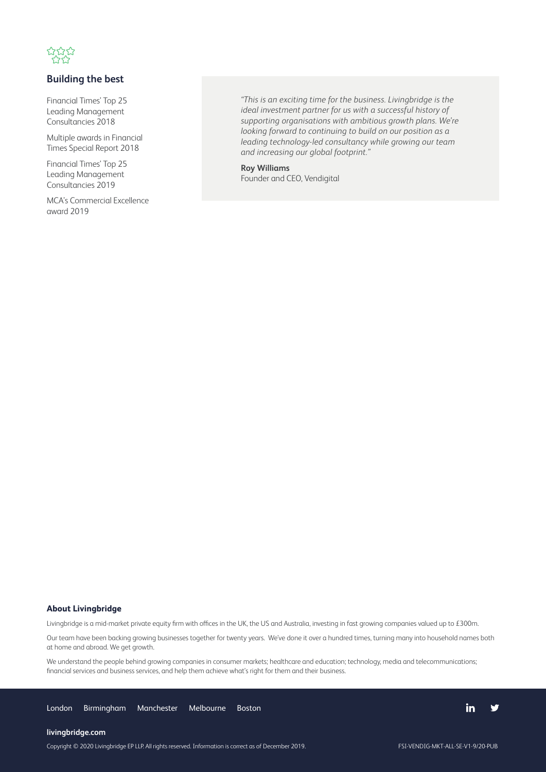## Building the best

Financial Times' Top 25 Leading Management Consultancies 2018

Multiple awards in Financial Times Special Report 2018

Financial Times' Top 25 Leading Management Consultancies 2019

MCA's Commercial Excellence award 2019

*"This is an exciting time for the business. Livingbridge is the ideal investment partner for us with a successful history of supporting organisations with ambitious growth plans. We're looking forward to continuing to build on our position as a leading technology-led consultancy while growing our team and increasing our global footprint."*

**Roy Williams**
Founder and CEO, Vendigital

### About Livingbridge

Livingbridge is a mid-market private equity firm with offices in the UK, the US and Australia, investing in fast growing companies valued up to £300m.

Our team have been backing growing businesses together for twenty years. We've done it over a hundred times, turning many into household names both at home and abroad. We get growth.

We understand the people behind growing companies in consumer markets; healthcare and education; technology, media and telecommunications; financial services and business services, and help them achieve what's right for them and their business.

London Birmingham Manchester Melbourne Boston

**livingbridge.com**

Copyright © 2020 Livingbridge EP LLP. All rights reserved. Information is correct as of December 2019.

FSI-VENDIG-MKT-ALL-SE-V1-9/20-PUB